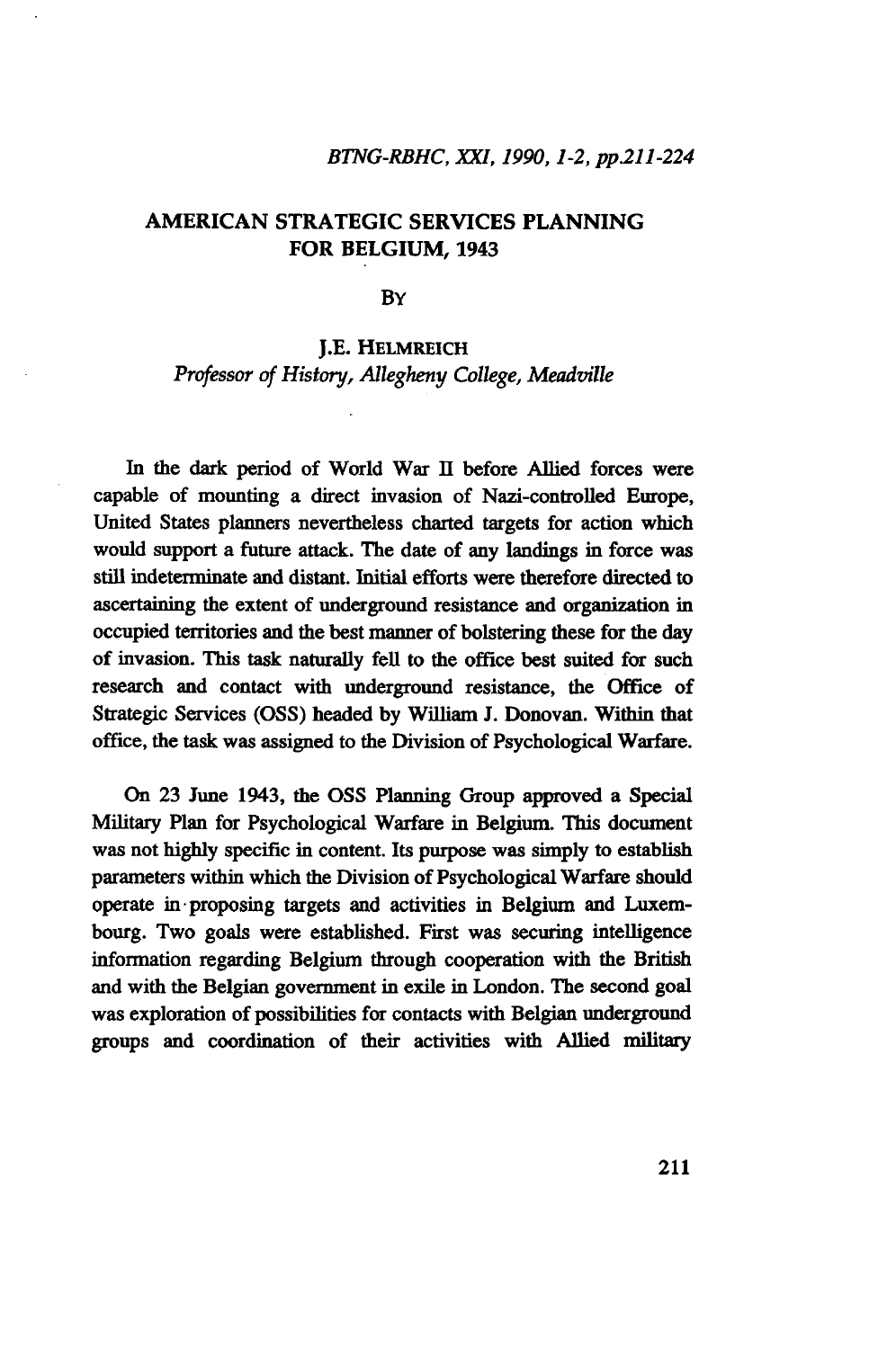# AMERICAN STRATEGIC SERVICES PLANNING FOR BELGIUM, 1943

By

J.E. Helmreich

*Professor of History, Allegheny College, Meadville*

In the dark period of World War II before Allied forces were capable of mounting a direct invasion of Nazi-controlled Europe, United States planners nevertheless charted targets for action which would support a future attack. The date of any landings in force was still indeterminate and distant. Initial efforts were therefore directed to ascertaining the extent of underground resistance and organization in occupied territories and the best manner of bolstering these for the day of invasion. This task naturally fell to the office best suited for such research and contact with underground resistance, the Office of Strategic Services (OSS) headed by William J. Donovan. Within that office, the task was assigned to the Division of Psychological Warfare.

On 23 June 1943, the OSS Planning Group approved a Special Military Plan for Psychological Warfare in Belgium. This document was not highly specific in content. Its purpose was simply to establish parameters within which the Division of Psychological Warfare should operate in proposing targets and activities in Belgium and Luxembourg. Two goals were established. First was securing intelligence information regarding Belgium through cooperation with the British and with the Belgian government in exile in London. The second goal was exploration of possibilities for contacts with Belgian underground groups and coordination of their activities with Allied military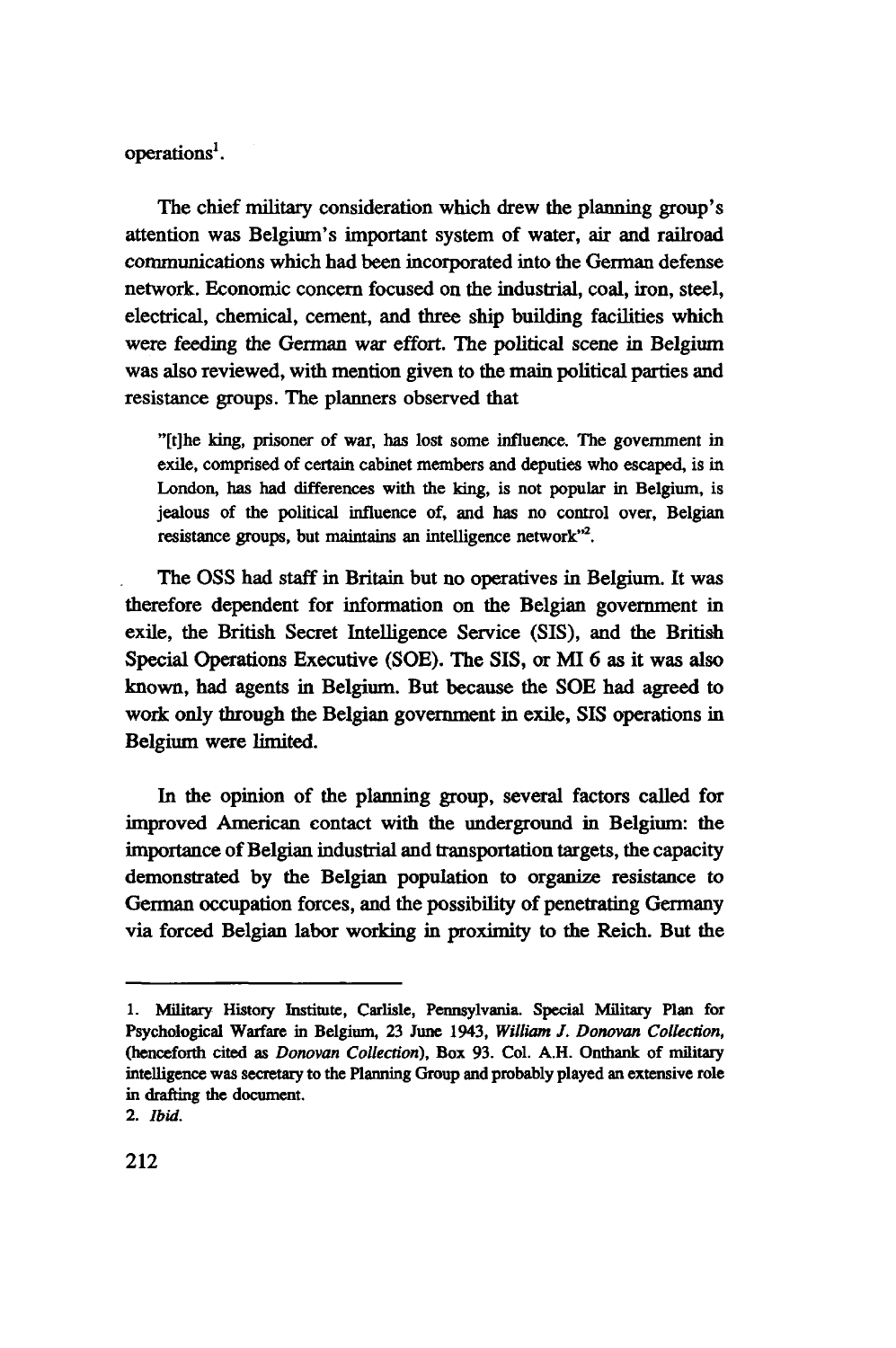operations[1].

The chief military consideration which drew the planning group's attention was Belgium's important system of water, air and railroad communications which had been incorporated into the German defense network. Economic concern focused on the industrial, coal, iron, steel, electrical, chemical, cement, and three ship building facilities which were feeding the German war effort. The political scene in Belgium was also reviewed, with mention given to the main political parties and resistance groups. The planners observed that

> "[t]he king, prisoner of war, has lost some influence. The government in exile, comprised of certain cabinet members and deputies who escaped, is in London, has had differences with the king, is not popular in Belgium, is jealous of the political influence of, and has no control over, Belgian resistance groups, but maintains an intelligence network"[2].

The OSS had staff in Britain but no operatives in Belgium. It was therefore dependent for information on the Belgian government in exile, the British Secret Intelligence Service (SIS), and the British Special Operations Executive (SOE). The SIS, or MI 6 as it was also known, had agents in Belgium. But because the SOE had agreed to work only through the Belgian government in exile, SIS operations in Belgium were limited.

In the opinion of the planning group, several factors called for improved American contact with the underground in Belgium: the importance of Belgian industrial and transportation targets, the capacity demonstrated by the Belgian population to organize resistance to German occupation forces, and the possibility of penetrating Germany via forced Belgian labor working in proximity to the Reich. But the

---

1. Military History Institute, Carlisle, Pennsylvania. Special Military Plan for Psychological Warfare in Belgium, 23 June 1943, *William J. Donovan Collection*, (henceforth cited as *Donovan Collection*), Box 93. Col. A.H. Onthank of military intelligence was secretary to the Planning Group and probably played an extensive role in drafting the document.
2. *Ibid.*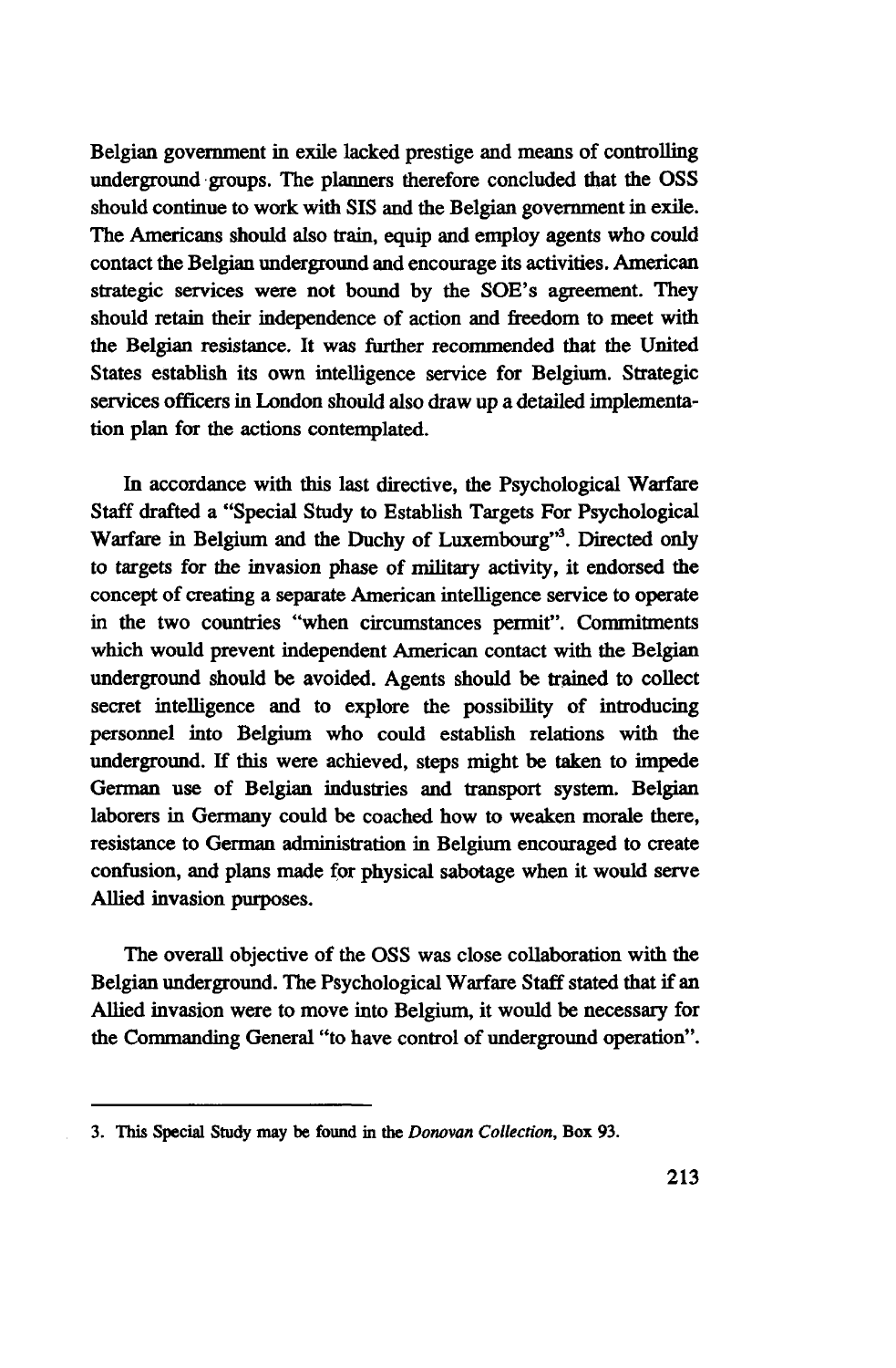Belgian government in exile lacked prestige and means of controlling underground groups. The planners therefore concluded that the OSS should continue to work with SIS and the Belgian government in exile. The Americans should also train, equip and employ agents who could contact the Belgian underground and encourage its activities. American strategic services were not bound by the SOE's agreement. They should retain their independence of action and freedom to meet with the Belgian resistance. It was further recommended that the United States establish its own intelligence service for Belgium. Strategic services officers in London should also draw up a detailed implementation plan for the actions contemplated.

In accordance with this last directive, the Psychological Warfare Staff drafted a "Special Study to Establish Targets For Psychological Warfare in Belgium and the Duchy of Luxembourg"[3]. Directed only to targets for the invasion phase of military activity, it endorsed the concept of creating a separate American intelligence service to operate in the two countries "when circumstances permit". Commitments which would prevent independent American contact with the Belgian underground should be avoided. Agents should be trained to collect secret intelligence and to explore the possibility of introducing personnel into Belgium who could establish relations with the underground. If this were achieved, steps might be taken to impede German use of Belgian industries and transport system. Belgian laborers in Germany could be coached how to weaken morale there, resistance to German administration in Belgium encouraged to create confusion, and plans made for physical sabotage when it would serve Allied invasion purposes.

The overall objective of the OSS was close collaboration with the Belgian underground. The Psychological Warfare Staff stated that if an Allied invasion were to move into Belgium, it would be necessary for the Commanding General "to have control of underground operation".

---

3. This Special Study may be found in the *Donovan Collection*, Box 93.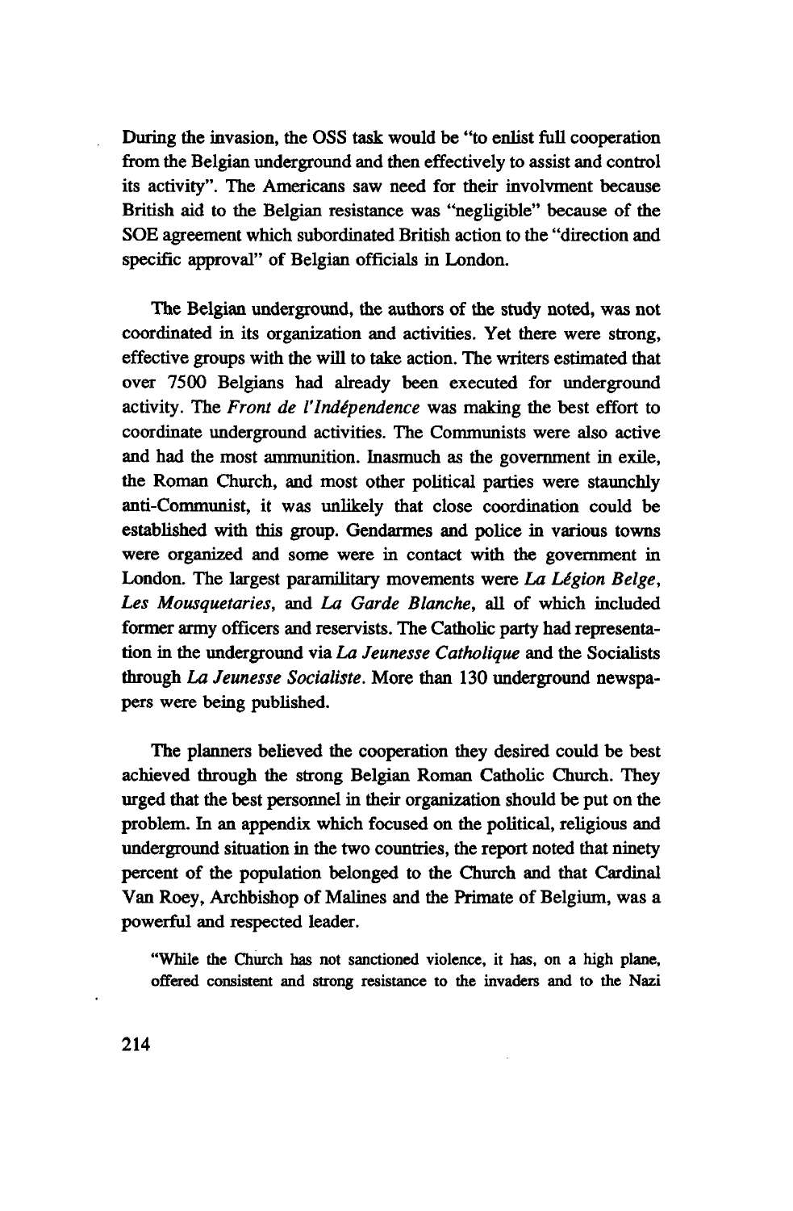During the invasion, the OSS task would be "to enlist full cooperation from the Belgian underground and then effectively to assist and control its activity". The Americans saw need for their involvment because British aid to the Belgian resistance was "negligible" because of the SOE agreement which subordinated British action to the "direction and specific approval" of Belgian officials in London.

The Belgian underground, the authors of the study noted, was not coordinated in its organization and activities. Yet there were strong, effective groups with the will to take action. The writers estimated that over 7500 Belgians had already been executed for underground activity. The *Front de l'Indépendence* was making the best effort to coordinate underground activities. The Communists were also active and had the most ammunition. Inasmuch as the government in exile, the Roman Church, and most other political parties were staunchly anti-Communist, it was unlikely that close coordination could be established with this group. Gendarmes and police in various towns were organized and some were in contact with the government in London. The largest paramilitary movements were *La Légion Belge*, *Les Mousquetaries*, and *La Garde Blanche*, all of which included former army officers and reservists. The Catholic party had representation in the underground via *La Jeunesse Catholique* and the Socialists through *La Jeunesse Socialiste*. More than 130 underground newspapers were being published.

The planners believed the cooperation they desired could be best achieved through the strong Belgian Roman Catholic Church. They urged that the best personnel in their organization should be put on the problem. In an appendix which focused on the political, religious and underground situation in the two countries, the report noted that ninety percent of the population belonged to the Church and that Cardinal Van Roey, Archbishop of Malines and the Primate of Belgium, was a powerful and respected leader.

> "While the Church has not sanctioned violence, it has, on a high plane, offered consistent and strong resistance to the invaders and to the Nazi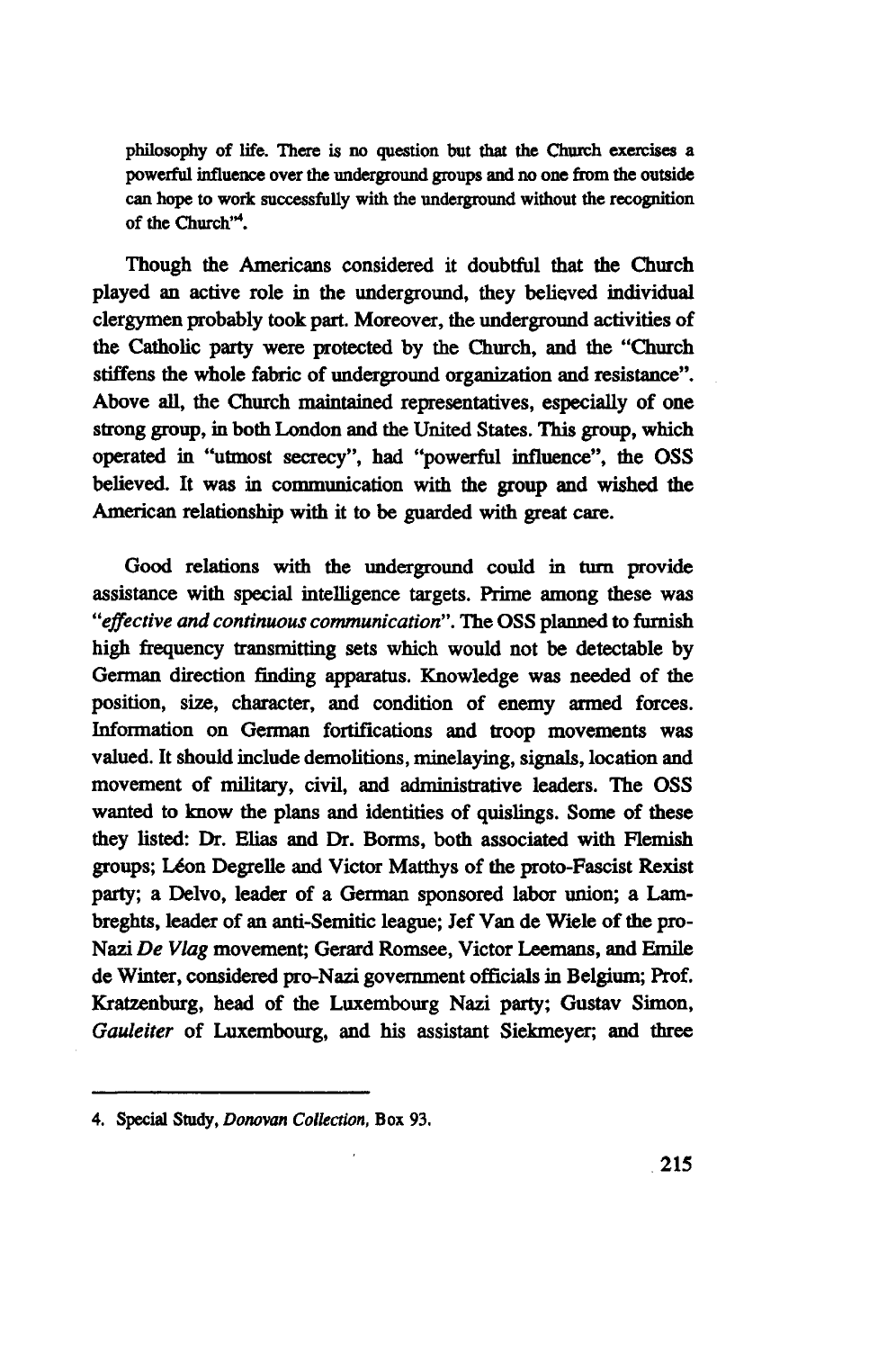philosophy of life. There is no question but that the Church exercises a powerful influence over the underground groups and no one from the outside can hope to work successfully with the underground without the recognition of the Church"[4].

Though the Americans considered it doubtful that the Church played an active role in the underground, they believed individual clergymen probably took part. Moreover, the underground activities of the Catholic party were protected by the Church, and the "Church stiffens the whole fabric of underground organization and resistance". Above all, the Church maintained representatives, especially of one strong group, in both London and the United States. This group, which operated in "utmost secrecy", had "powerful influence", the OSS believed. It was in communication with the group and wished the American relationship with it to be guarded with great care.

Good relations with the underground could in turn provide assistance with special intelligence targets. Prime among these was *"effective and continuous communication"*. The OSS planned to furnish high frequency transmitting sets which would not be detectable by German direction finding apparatus. Knowledge was needed of the position, size, character, and condition of enemy armed forces. Information on German fortifications and troop movements was valued. It should include demolitions, minelaying, signals, location and movement of military, civil, and administrative leaders. The OSS wanted to know the plans and identities of quislings. Some of these they listed: Dr. Elias and Dr. Borms, both associated with Flemish groups; Léon Degrelle and Victor Matthys of the proto-Fascist Rexist party; a Delvo, leader of a German sponsored labor union; a Lambreghts, leader of an anti-Semitic league; Jef Van de Wiele of the pro-Nazi *De Vlag* movement; Gerard Romsee, Victor Leemans, and Emile de Winter, considered pro-Nazi government officials in Belgium; Prof. Kratzenburg, head of the Luxembourg Nazi party; Gustav Simon, *Gauleiter* of Luxembourg, and his assistant Siekmeyer; and three

4. Special Study, *Donovan Collection*, Box 93.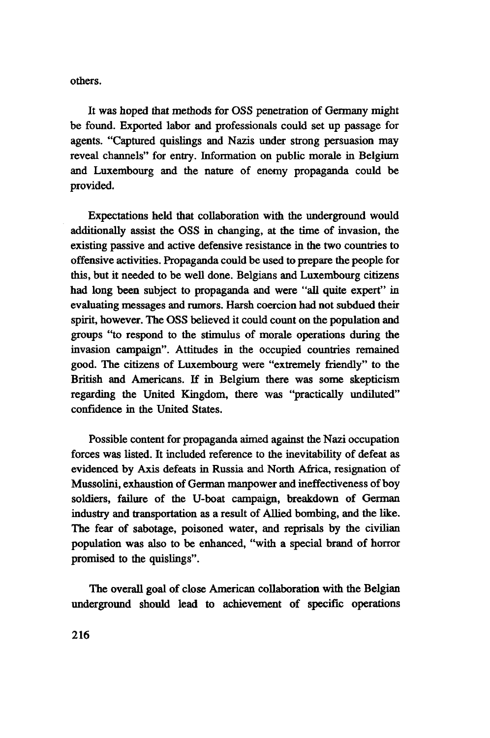others.

It was hoped that methods for OSS penetration of Germany might be found. Exported labor and professionals could set up passage for agents. "Captured quislings and Nazis under strong persuasion may reveal channels" for entry. Information on public morale in Belgium and Luxembourg and the nature of enemy propaganda could be provided.

Expectations held that collaboration with the underground would additionally assist the OSS in changing, at the time of invasion, the existing passive and active defensive resistance in the two countries to offensive activities. Propaganda could be used to prepare the people for this, but it needed to be well done. Belgians and Luxembourg citizens had long been subject to propaganda and were "all quite expert" in evaluating messages and rumors. Harsh coercion had not subdued their spirit, however. The OSS believed it could count on the population and groups "to respond to the stimulus of morale operations during the invasion campaign". Attitudes in the occupied countries remained good. The citizens of Luxembourg were "extremely friendly" to the British and Americans. If in Belgium there was some skepticism regarding the United Kingdom, there was "practically undiluted" confidence in the United States.

Possible content for propaganda aimed against the Nazi occupation forces was listed. It included reference to the inevitability of defeat as evidenced by Axis defeats in Russia and North Africa, resignation of Mussolini, exhaustion of German manpower and ineffectiveness of boy soldiers, failure of the U-boat campaign, breakdown of German industry and transportation as a result of Allied bombing, and the like. The fear of sabotage, poisoned water, and reprisals by the civilian population was also to be enhanced, "with a special brand of horror promised to the quislings".

The overall goal of close American collaboration with the Belgian underground should lead to achievement of specific operations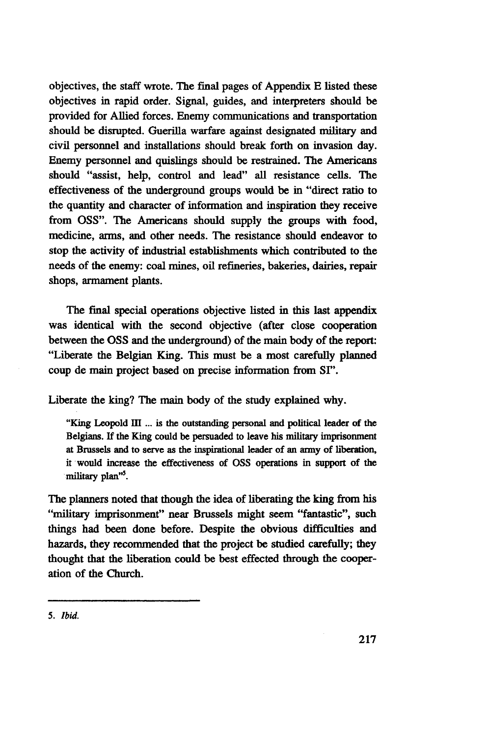objectives, the staff wrote. The final pages of Appendix E listed these objectives in rapid order. Signal, guides, and interpreters should be provided for Allied forces. Enemy communications and transportation should be disrupted. Guerilla warfare against designated military and civil personnel and installations should break forth on invasion day. Enemy personnel and quislings should be restrained. The Americans should "assist, help, control and lead" all resistance cells. The effectiveness of the underground groups would be in "direct ratio to the quantity and character of information and inspiration they receive from OSS". The Americans should supply the groups with food, medicine, arms, and other needs. The resistance should endeavor to stop the activity of industrial establishments which contributed to the needs of the enemy: coal mines, oil refineries, bakeries, dairies, repair shops, armament plants.

The final special operations objective listed in this last appendix was identical with the second objective (after close cooperation between the OSS and the underground) of the main body of the report: "Liberate the Belgian King. This must be a most carefully planned coup de main project based on precise information from SI".

Liberate the king? The main body of the study explained why.

> "King Leopold III ... is the outstanding personal and political leader of the Belgians. If the King could be persuaded to leave his military imprisonment at Brussels and to serve as the inspirational leader of an army of liberation, it would increase the effectiveness of OSS operations in support of the military plan"[5].

The planners noted that though the idea of liberating the king from his "military imprisonment" near Brussels might seem "fantastic", such things had been done before. Despite the obvious difficulties and hazards, they recommended that the project be studied carefully; they thought that the liberation could be best effected through the cooperation of the Church.

---

5. *Ibid.*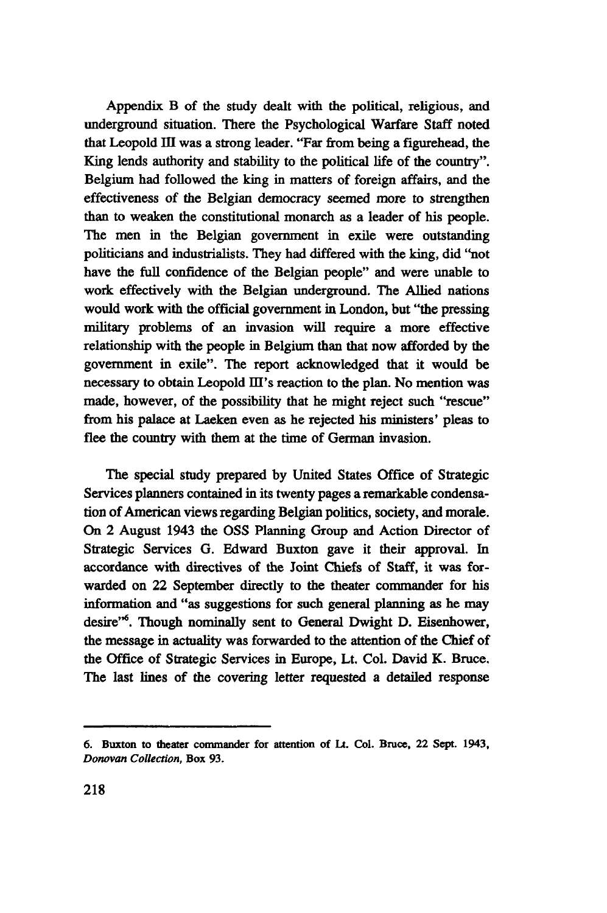Appendix B of the study dealt with the political, religious, and underground situation. There the Psychological Warfare Staff noted that Leopold III was a strong leader. "Far from being a figurehead, the King lends authority and stability to the political life of the country". Belgium had followed the king in matters of foreign affairs, and the effectiveness of the Belgian democracy seemed more to strengthen than to weaken the constitutional monarch as a leader of his people. The men in the Belgian government in exile were outstanding politicians and industrialists. They had differed with the king, did "not have the full confidence of the Belgian people" and were unable to work effectively with the Belgian underground. The Allied nations would work with the official government in London, but "the pressing military problems of an invasion will require a more effective relationship with the people in Belgium than that now afforded by the government in exile". The report acknowledged that it would be necessary to obtain Leopold III's reaction to the plan. No mention was made, however, of the possibility that he might reject such "rescue" from his palace at Laeken even as he rejected his ministers' pleas to flee the country with them at the time of German invasion.

The special study prepared by United States Office of Strategic Services planners contained in its twenty pages a remarkable condensation of American views regarding Belgian politics, society, and morale. On 2 August 1943 the OSS Planning Group and Action Director of Strategic Services G. Edward Buxton gave it their approval. In accordance with directives of the Joint Chiefs of Staff, it was forwarded on 22 September directly to the theater commander for his information and "as suggestions for such general planning as he may desire"[6]. Though nominally sent to General Dwight D. Eisenhower, the message in actuality was forwarded to the attention of the Chief of the Office of Strategic Services in Europe, Lt. Col. David K. Bruce. The last lines of the covering letter requested a detailed response

---

6. Buxton to theater commander for attention of Lt. Col. Bruce, 22 Sept. 1943, *Donovan Collection*, Box 93.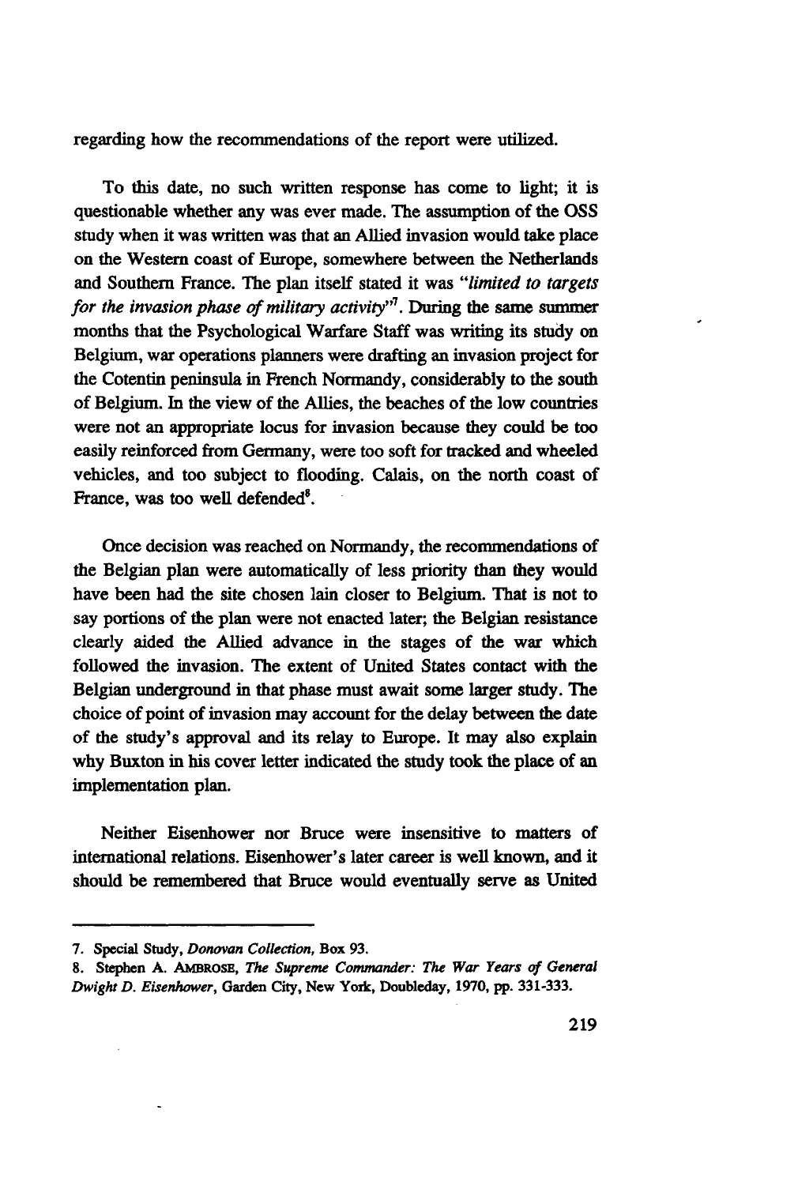regarding how the recommendations of the report were utilized.

To this date, no such written response has come to light; it is questionable whether any was ever made. The assumption of the OSS study when it was written was that an Allied invasion would take place on the Western coast of Europe, somewhere between the Netherlands and Southern France. The plan itself stated it was "*limited to targets for the invasion phase of military activity*"[7]. During the same summer months that the Psychological Warfare Staff was writing its study on Belgium, war operations planners were drafting an invasion project for the Cotentin peninsula in French Normandy, considerably to the south of Belgium. In the view of the Allies, the beaches of the low countries were not an appropriate locus for invasion because they could be too easily reinforced from Germany, were too soft for tracked and wheeled vehicles, and too subject to flooding. Calais, on the north coast of France, was too well defended[8].

Once decision was reached on Normandy, the recommendations of the Belgian plan were automatically of less priority than they would have been had the site chosen lain closer to Belgium. That is not to say portions of the plan were not enacted later; the Belgian resistance clearly aided the Allied advance in the stages of the war which followed the invasion. The extent of United States contact with the Belgian underground in that phase must await some larger study. The choice of point of invasion may account for the delay between the date of the study's approval and its relay to Europe. It may also explain why Buxton in his cover letter indicated the study took the place of an implementation plan.

Neither Eisenhower nor Bruce were insensitive to matters of international relations. Eisenhower's later career is well known, and it should be remembered that Bruce would eventually serve as United

---

7. Special Study, *Donovan Collection*, Box 93.

8. Stephen A. AMBROSE, *The Supreme Commander: The War Years of General Dwight D. Eisenhower*, Garden City, New York, Doubleday, 1970, pp. 331-333.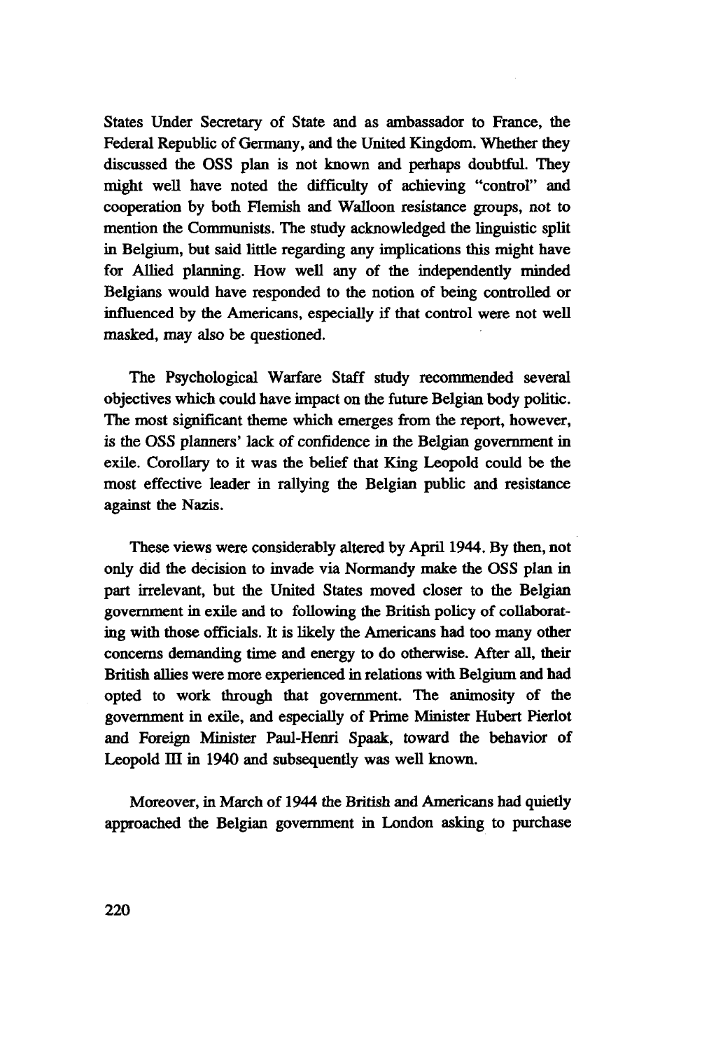States Under Secretary of State and as ambassador to France, the Federal Republic of Germany, and the United Kingdom. Whether they discussed the OSS plan is not known and perhaps doubtful. They might well have noted the difficulty of achieving "control" and cooperation by both Flemish and Walloon resistance groups, not to mention the Communists. The study acknowledged the linguistic split in Belgium, but said little regarding any implications this might have for Allied planning. How well any of the independently minded Belgians would have responded to the notion of being controlled or influenced by the Americans, especially if that control were not well masked, may also be questioned.

The Psychological Warfare Staff study recommended several objectives which could have impact on the future Belgian body politic. The most significant theme which emerges from the report, however, is the OSS planners' lack of confidence in the Belgian government in exile. Corollary to it was the belief that King Leopold could be the most effective leader in rallying the Belgian public and resistance against the Nazis.

These views were considerably altered by April 1944. By then, not only did the decision to invade via Normandy make the OSS plan in part irrelevant, but the United States moved closer to the Belgian government in exile and to following the British policy of collaborating with those officials. It is likely the Americans had too many other concerns demanding time and energy to do otherwise. After all, their British allies were more experienced in relations with Belgium and had opted to work through that government. The animosity of the government in exile, and especially of Prime Minister Hubert Pierlot and Foreign Minister Paul-Henri Spaak, toward the behavior of Leopold III in 1940 and subsequently was well known.

Moreover, in March of 1944 the British and Americans had quietly approached the Belgian government in London asking to purchase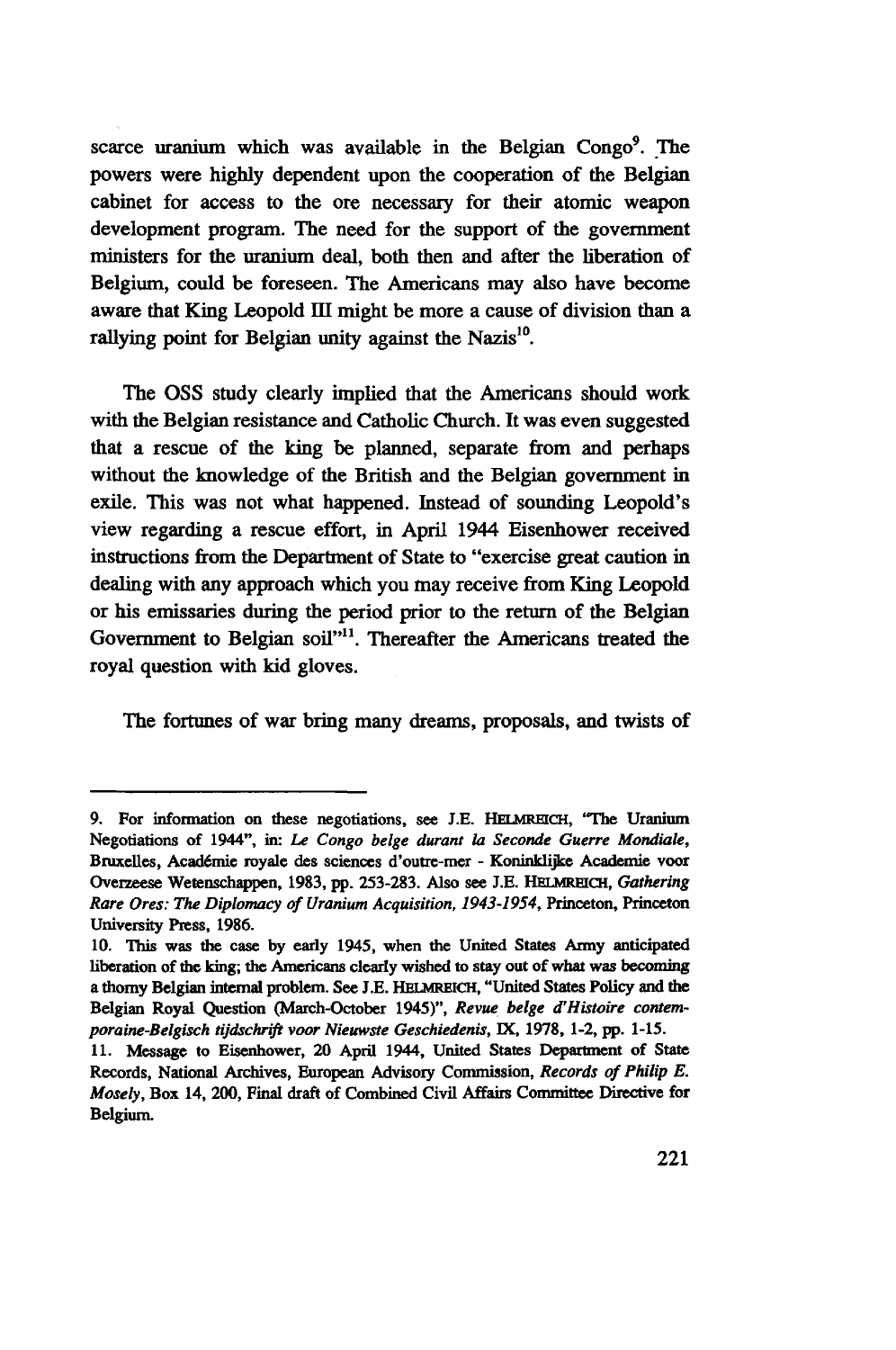scarce uranium which was available in the Belgian Congo[9]. The powers were highly dependent upon the cooperation of the Belgian cabinet for access to the ore necessary for their atomic weapon development program. The need for the support of the government ministers for the uranium deal, both then and after the liberation of Belgium, could be foreseen. The Americans may also have become aware that King Leopold III might be more a cause of division than a rallying point for Belgian unity against the Nazis[10].

The OSS study clearly implied that the Americans should work with the Belgian resistance and Catholic Church. It was even suggested that a rescue of the king be planned, separate from and perhaps without the knowledge of the British and the Belgian government in exile. This was not what happened. Instead of sounding Leopold's view regarding a rescue effort, in April 1944 Eisenhower received instructions from the Department of State to "exercise great caution in dealing with any approach which you may receive from King Leopold or his emissaries during the period prior to the return of the Belgian Government to Belgian soil"[11]. Thereafter the Americans treated the royal question with kid gloves.

The fortunes of war bring many dreams, proposals, and twists of

---

9. For information on these negotiations, see J.E. HELMREICH, "The Uranium Negotiations of 1944", in: *Le Congo belge durant la Seconde Guerre Mondiale*, Bruxelles, Académie royale des sciences d'outre-mer - Koninklijke Academie voor Overzeese Wetenschappen, 1983, pp. 253-283. Also see J.E. HELMREICH, *Gathering Rare Ores: The Diplomacy of Uranium Acquisition, 1943-1954*, Princeton, Princeton University Press, 1986.

10. This was the case by early 1945, when the United States Army anticipated liberation of the king; the Americans clearly wished to stay out of what was becoming a thorny Belgian internal problem. See J.E. HELMREICH, "United States Policy and the Belgian Royal Question (March-October 1945)", *Revue belge d'Histoire contemporaine-Belgisch tijdschrift voor Nieuwste Geschiedenis*, IX, 1978, 1-2, pp. 1-15.

11. Message to Eisenhower, 20 April 1944, United States Department of State Records, National Archives, European Advisory Commission, *Records of Philip E. Mosely*, Box 14, 200, Final draft of Combined Civil Affairs Committee Directive for Belgium.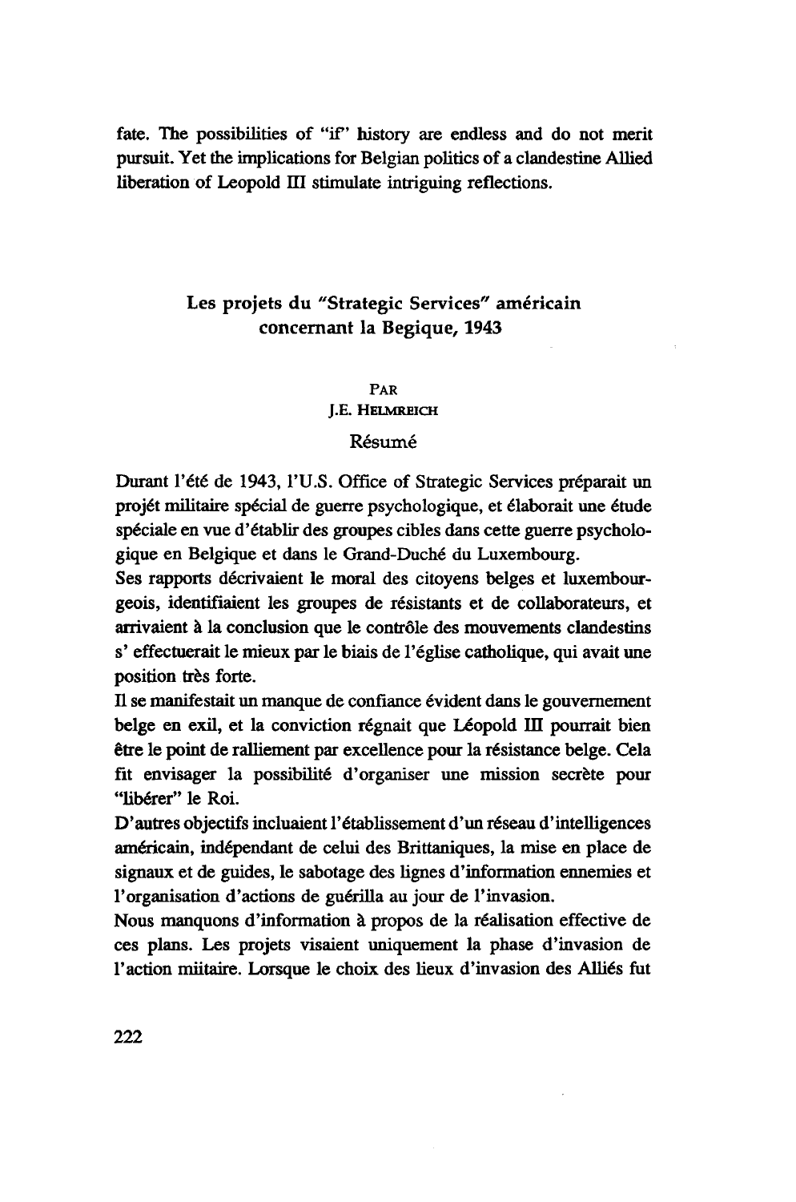fate. The possibilities of "if" history are endless and do not merit pursuit. Yet the implications for Belgian politics of a clandestine Allied liberation of Leopold III stimulate intriguing reflections.

## Les projets du "Strategic Services" américain concernant la Begique, 1943

PAR
J.E. HELMREICH

### Résumé

Durant l'été de 1943, l'U.S. Office of Strategic Services préparait un projét militaire spécial de guerre psychologique, et élaborait une étude spéciale en vue d'établir des groupes cibles dans cette guerre psychologique en Belgique et dans le Grand-Duché du Luxembourg.

Ses rapports décrivaient le moral des citoyens belges et luxembourgeois, identifiaient les groupes de résistants et de collaborateurs, et arrivaient à la conclusion que le contrôle des mouvements clandestins s' effectuerait le mieux par le biais de l'église catholique, qui avait une position très forte.

Il se manifestait un manque de confiance évident dans le gouvernement belge en exil, et la conviction régnait que Léopold III pourrait bien être le point de ralliement par excellence pour la résistance belge. Cela fit envisager la possibilité d'organiser une mission secrète pour "libérer" le Roi.

D'autres objectifs incluaient l'établissement d'un réseau d'intelligences américain, indépendant de celui des Brittaniques, la mise en place de signaux et de guides, le sabotage des lignes d'information ennemies et l'organisation d'actions de guérilla au jour de l'invasion.

Nous manquons d'information à propos de la réalisation effective de ces plans. Les projets visaient uniquement la phase d'invasion de l'action miitaire. Lorsque le choix des lieux d'invasion des Alliés fut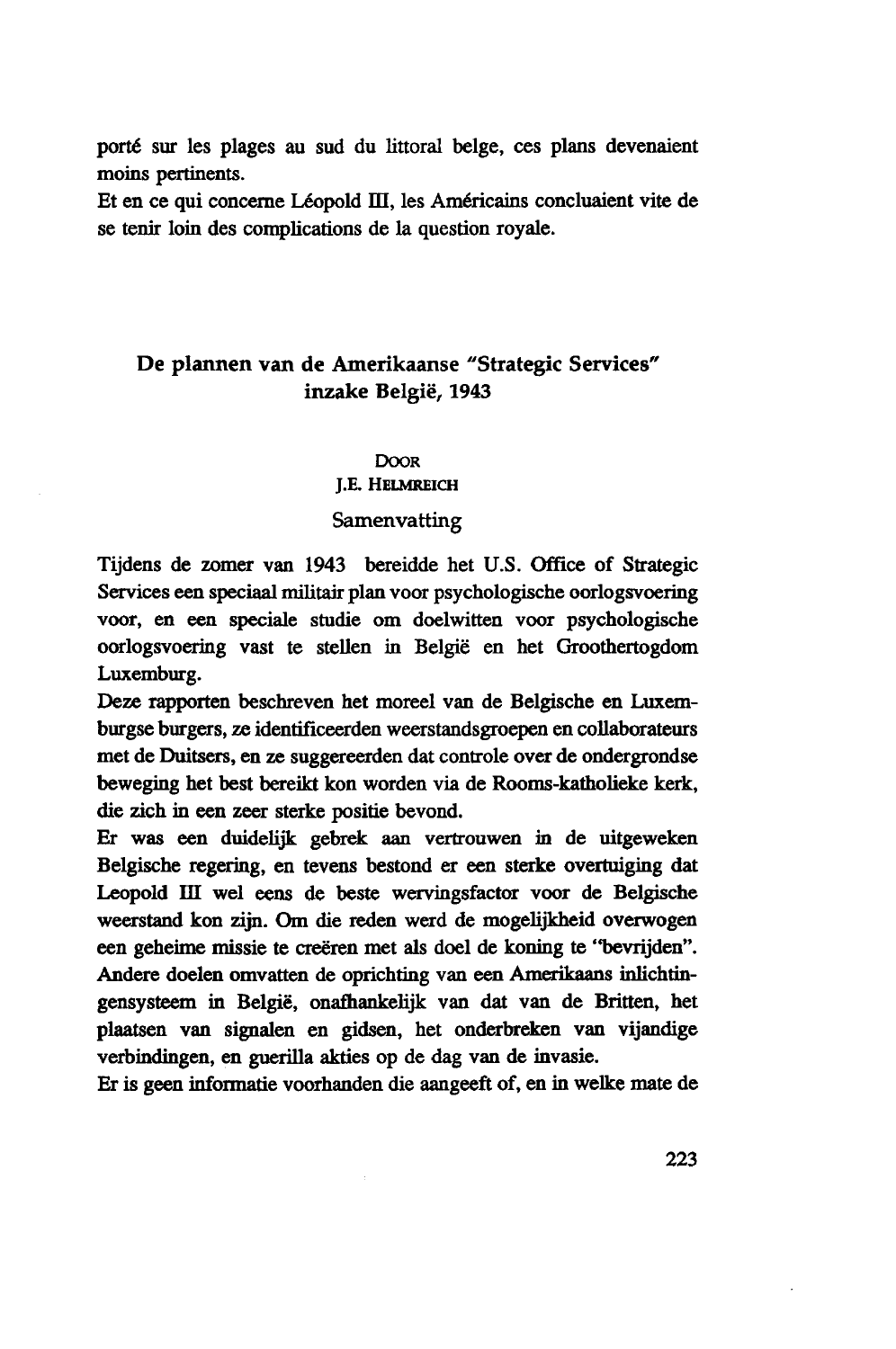porté sur les plages au sud du littoral belge, ces plans devenaient moins pertinents.
Et en ce qui concerne Léopold III, les Américains concluaient vite de se tenir loin des complications de la question royale.

## De plannen van de Amerikaanse "Strategic Services" inzake België, 1943

DOOR
J.E. HELMREICH

### Samenvatting

Tijdens de zomer van 1943 bereidde het U.S. Office of Strategic Services een speciaal militair plan voor psychologische oorlogsvoering voor, en een speciale studie om doelwitten voor psychologische oorlogsvoering vast te stellen in België en het Groothertogdom Luxemburg.
Deze rapporten beschreven het moreel van de Belgische en Luxemburgse burgers, ze identificeerden weerstandsgroepen en collaborateurs met de Duitsers, en ze suggereerden dat controle over de ondergrondse beweging het best bereikt kon worden via de Rooms-katholieke kerk, die zich in een zeer sterke positie bevond.
Er was een duidelijk gebrek aan vertrouwen in de uitgeweken Belgische regering, en tevens bestond er een sterke overtuiging dat Leopold III wel eens de beste wervingsfactor voor de Belgische weerstand kon zijn. Om die reden werd de mogelijkheid overwogen een geheime missie te creëren met als doel de koning te "bevrijden".
Andere doelen omvatten de oprichting van een Amerikaans inlichtingensysteem in België, onafhankelijk van dat van de Britten, het plaatsen van signalen en gidsen, het onderbreken van vijandige verbindingen, en guerilla akties op de dag van de invasie.
Er is geen informatie voorhanden die aangeeft of, en in welke mate de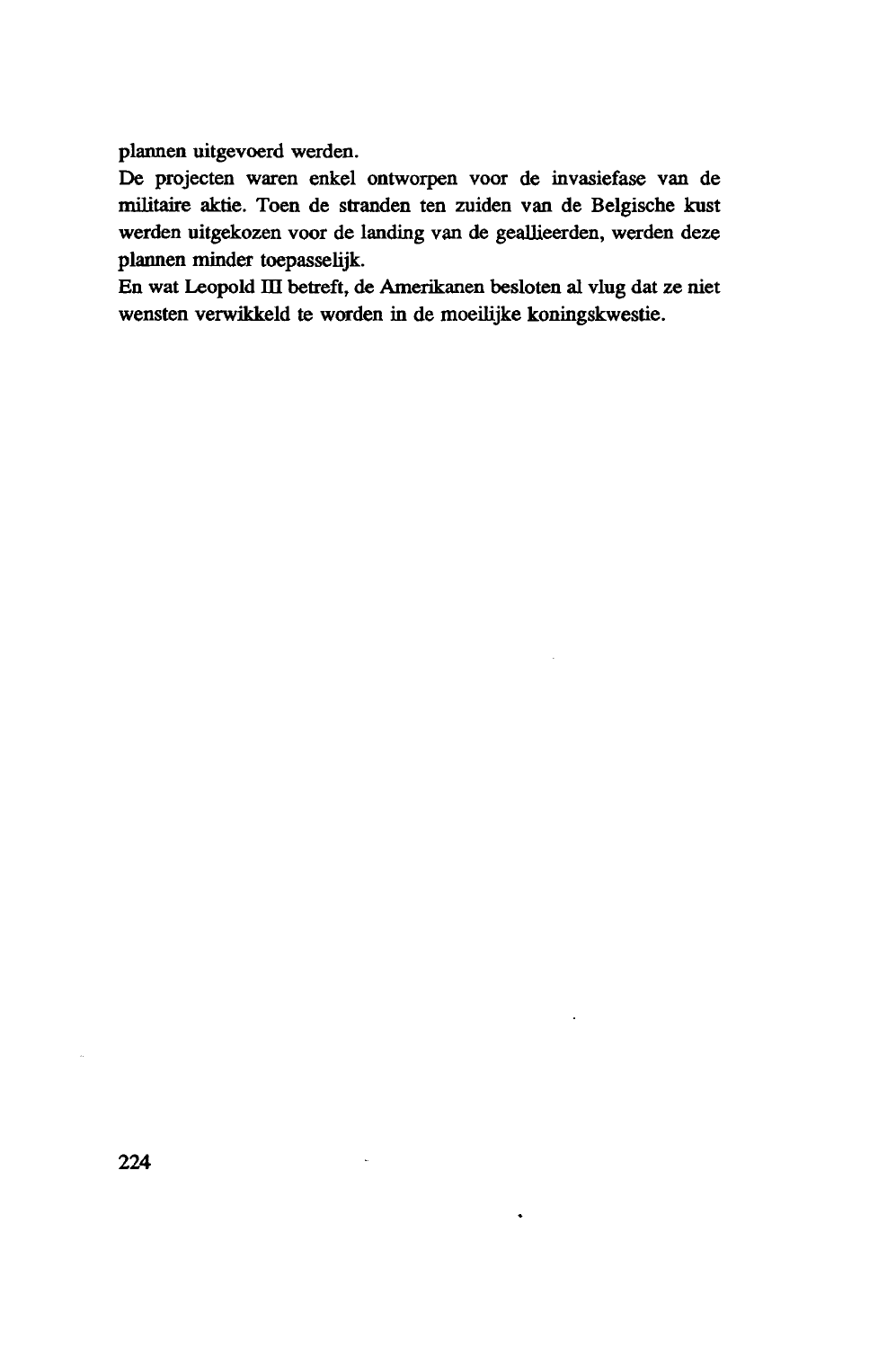plannen uitgevoerd werden.

De projecten waren enkel ontworpen voor de invasiefase van de militaire aktie. Toen de stranden ten zuiden van de Belgische kust werden uitgekozen voor de landing van de geallieerden, werden deze plannen minder toepasselijk.

En wat Leopold III betreft, de Amerikanen besloten al vlug dat ze niet wensten verwikkeld te worden in de moeilijke koningskwestie.